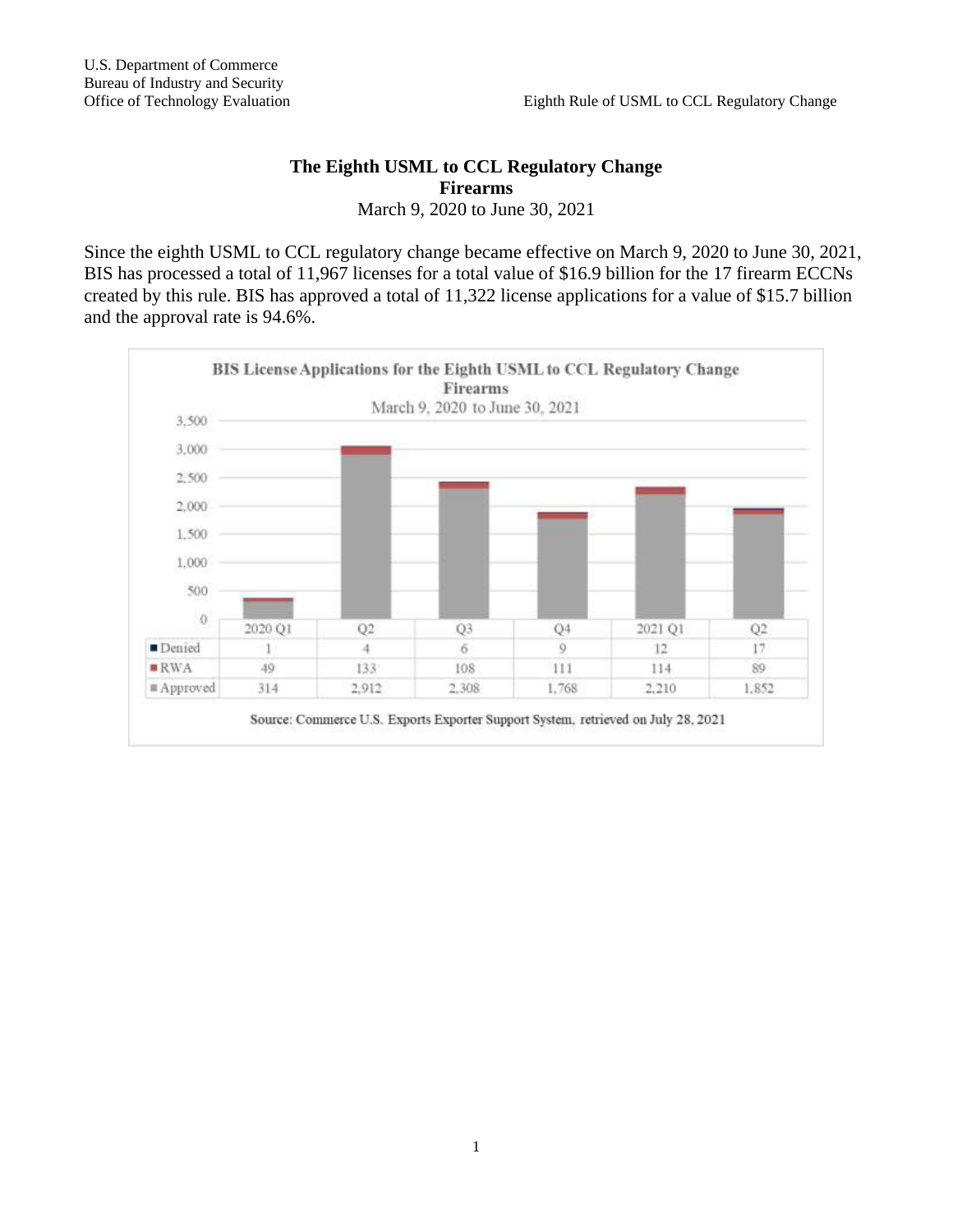U.S. Department of Commerce
Bureau of Industry and Security
Office of Technology Evaluation

# The Eighth USML to CCL Regulatory Change
## Firearms
March 9, 2020 to June 30, 2021

Since the eighth USML to CCL regulatory change became effective on March 9, 2020 to June 30, 2021, BIS has processed a total of 11,967 licenses for a total value of $16.9 billion for the 17 firearm ECCNs created by this rule. BIS has approved a total of 11,322 license applications for a value of $15.7 billion and the approval rate is 94.6%.

**BIS License Applications for the Eighth USML to CCL Regulatory Change**
**Firearms**
March 9, 2020 to June 30, 2021

| | 2020 Q1 | Q2 | Q3 | Q4 | 2021 Q1 | Q2 |
|---|---|---|---|---|---|---|
| Denied | 1 | 4 | 6 | 9 | 12 | 17 |
| RWA | 49 | 133 | 108 | 111 | 114 | 89 |
| Approved | 314 | 2,912 | 2,308 | 1,768 | 2,210 | 1,852 |

Source: Commerce U.S. Exports Exporter Support System, retrieved on July 28, 2021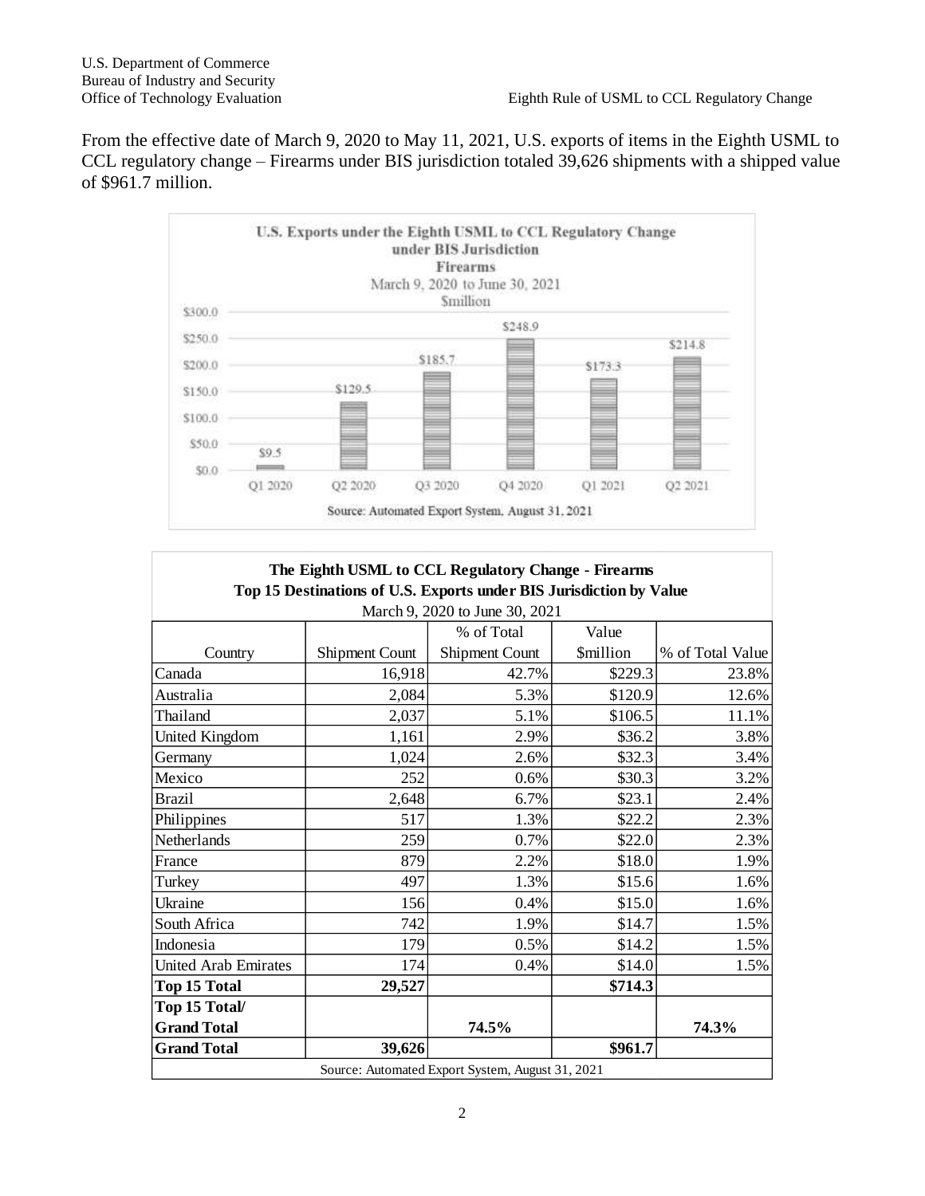From the effective date of March 9, 2020 to May 11, 2021, U.S. exports of items in the Eighth USML to CCL regulatory change – Firearms under BIS jurisdiction totaled 39,626 shipments with a shipped value of $961.7 million.

**U.S. Exports under the Eighth USML to CCL Regulatory Change under BIS Jurisdiction**
**Firearms**
March 9, 2020 to June 30, 2021
$million

| Q1 2020 | Q2 2020 | Q3 2020 | Q4 2020 | Q1 2021 | Q2 2021 |
|---|---|---|---|---|---|
| $9.5 | $129.5 | $185.7 | $248.9 | $173.3 | $214.8 |

Source: Automated Export System, August 31, 2021

**The Eighth USML to CCL Regulatory Change - Firearms**
**Top 15 Destinations of U.S. Exports under BIS Jurisdiction by Value**
March 9, 2020 to June 30, 2021

| Country | Shipment Count | % of Total Shipment Count | Value $million | % of Total Value |
|---|---|---|---|---|
| Canada | 16,918 | 42.7% | $229.3 | 23.8% |
| Australia | 2,084 | 5.3% | $120.9 | 12.6% |
| Thailand | 2,037 | 5.1% | $106.5 | 11.1% |
| United Kingdom | 1,161 | 2.9% | $36.2 | 3.8% |
| Germany | 1,024 | 2.6% | $32.3 | 3.4% |
| Mexico | 252 | 0.6% | $30.3 | 3.2% |
| Brazil | 2,648 | 6.7% | $23.1 | 2.4% |
| Philippines | 517 | 1.3% | $22.2 | 2.3% |
| Netherlands | 259 | 0.7% | $22.0 | 2.3% |
| France | 879 | 2.2% | $18.0 | 1.9% |
| Turkey | 497 | 1.3% | $15.6 | 1.6% |
| Ukraine | 156 | 0.4% | $15.0 | 1.6% |
| South Africa | 742 | 1.9% | $14.7 | 1.5% |
| Indonesia | 179 | 0.5% | $14.2 | 1.5% |
| United Arab Emirates | 174 | 0.4% | $14.0 | 1.5% |
| **Top 15 Total** | **29,527** | | **$714.3** | |
| **Top 15 Total/ Grand Total** | | **74.5%** | | **74.3%** |
| **Grand Total** | **39,626** | | **$961.7** | |

Source: Automated Export System, August 31, 2021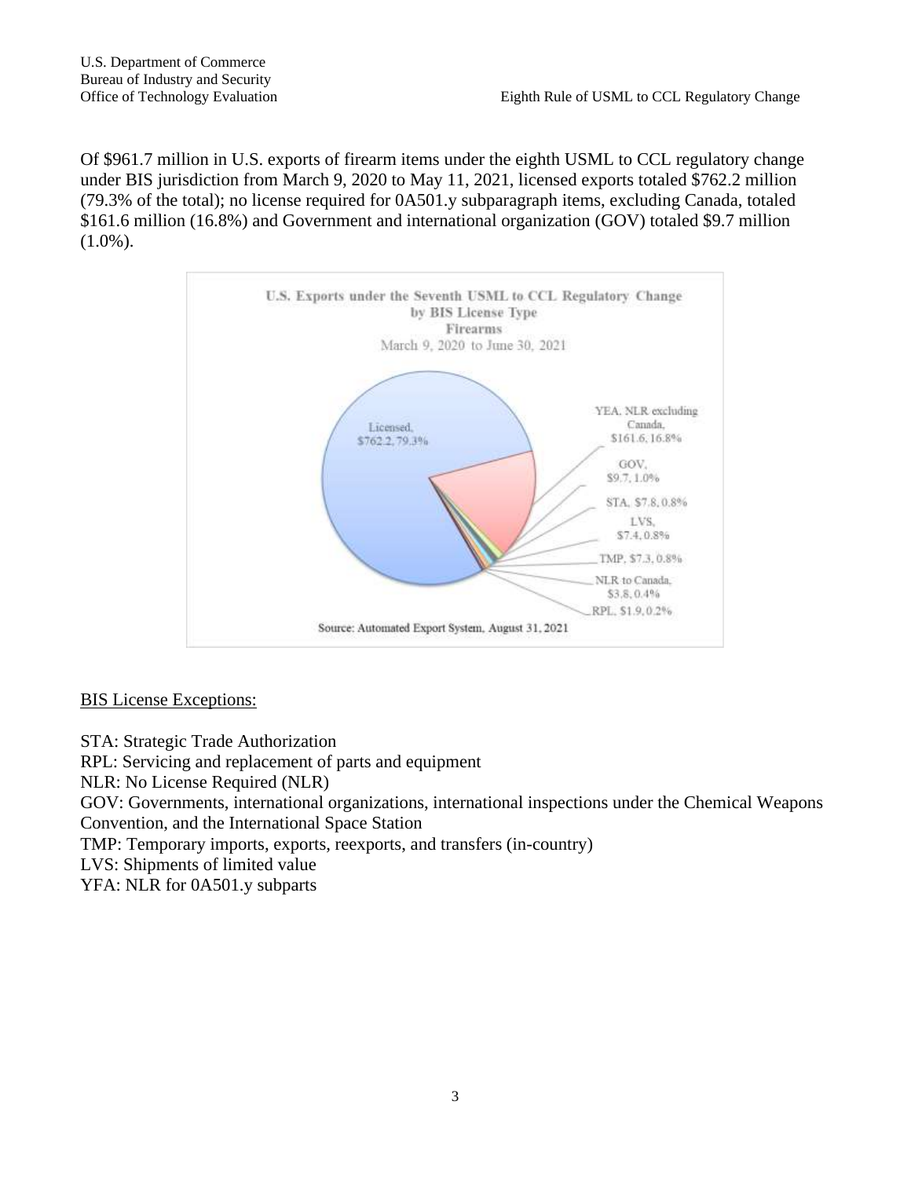Of $961.7 million in U.S. exports of firearm items under the eighth USML to CCL regulatory change under BIS jurisdiction from March 9, 2020 to May 11, 2021, licensed exports totaled $762.2 million (79.3% of the total); no license required for 0A501.y subparagraph items, excluding Canada, totaled $161.6 million (16.8%) and Government and international organization (GOV) totaled $9.7 million (1.0%).

U.S. Exports under the Seventh USML to CCL Regulatory Change
by BIS License Type
Firearms
March 9, 2020 to June 30, 2021

Licensed, $762.2, 79.3%

YEA, NLR excluding Canada, $161.6, 16.8%

GOV, $9.7, 1.0%

STA, $7.8, 0.8%

LVS, $7.4, 0.8%

TMP, $7.3, 0.8%

NLR to Canada, $3.8, 0.4%

RPL, $1.9, 0.2%

Source: Automated Export System, August 31, 2021

<u>BIS License Exceptions:</u>

STA: Strategic Trade Authorization
RPL: Servicing and replacement of parts and equipment
NLR: No License Required (NLR)
GOV: Governments, international organizations, international inspections under the Chemical Weapons Convention, and the International Space Station
TMP: Temporary imports, exports, reexports, and transfers (in-country)
LVS: Shipments of limited value
YFA: NLR for 0A501.y subparts